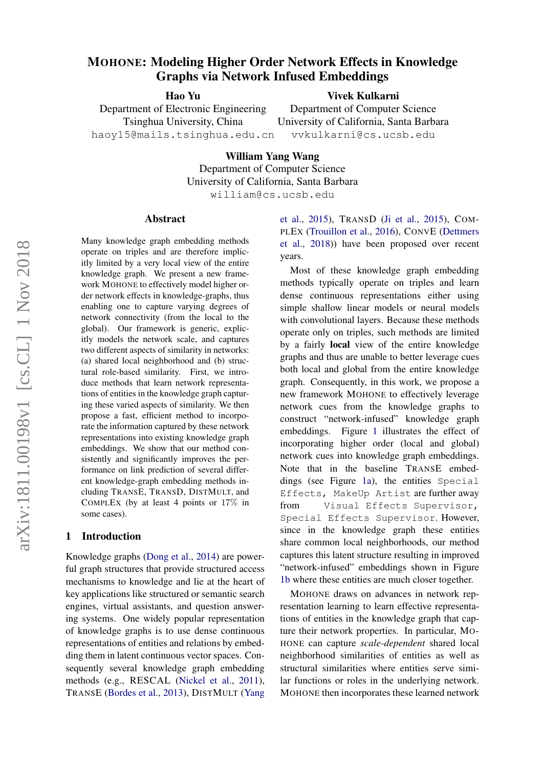# MOHONE: Modeling Higher Order Network Effects in Knowledge Graphs via Network Infused Embeddings

**Hao Yu**
Department of Electronic Engineering
Tsinghua University, China
haoy15@mails.tsinghua.edu.cn

**Vivek Kulkarni**
Department of Computer Science
University of California, Santa Barbara
vvkulkarni@cs.ucsb.edu

**William Yang Wang**
Department of Computer Science
University of California, Santa Barbara
william@cs.ucsb.edu

## Abstract

Many knowledge graph embedding methods operate on triples and are therefore implicitly limited by a very local view of the entire knowledge graph. We present a new framework MOHONE to effectively model higher order network effects in knowledge-graphs, thus enabling one to capture varying degrees of network connectivity (from the local to the global). Our framework is generic, explicitly models the network scale, and captures two different aspects of similarity in networks: (a) shared local neighborhood and (b) structural role-based similarity. First, we introduce methods that learn network representations of entities in the knowledge graph capturing these varied aspects of similarity. We then propose a fast, efficient method to incorporate the information captured by these network representations into existing knowledge graph embeddings. We show that our method consistently and significantly improves the performance on link prediction of several different knowledge-graph embedding methods including TRANSE, TRANSD, DISTMULT, and COMPLEX (by at least 4 points or 17% in some cases).

## 1 Introduction

Knowledge graphs (Dong et al., 2014) are powerful graph structures that provide structured access mechanisms to knowledge and lie at the heart of key applications like structured or semantic search engines, virtual assistants, and question answering systems. One widely popular representation of knowledge graphs is to use dense continuous representations of entities and relations by embedding them in latent continuous vector spaces. Consequently several knowledge graph embedding methods (e.g., RESCAL (Nickel et al., 2011), TRANSE (Bordes et al., 2013), DISTMULT (Yang et al., 2015), TRANSD (Ji et al., 2015), COMPLEX (Trouillon et al., 2016), CONVE (Dettmers et al., 2018)) have been proposed over recent years.

Most of these knowledge graph embedding methods typically operate on triples and learn dense continuous representations either using simple shallow linear models or neural models with convolutional layers. Because these methods operate only on triples, such methods are limited by a fairly **local** view of the entire knowledge graphs and thus are unable to better leverage cues both local and global from the entire knowledge graph. Consequently, in this work, we propose a new framework MOHONE to effectively leverage network cues from the knowledge graphs to construct "network-infused" knowledge graph embeddings. Figure 1 illustrates the effect of incorporating higher order (local and global) network cues into knowledge graph embeddings. Note that in the baseline TRANSE embeddings (see Figure 1a), the entities `Special Effects`, `MakeUp Artist` are further away from `Visual Effects Supervisor`, `Special Effects Supervisor`. However, since in the knowledge graph these entities share common local neighborhoods, our method captures this latent structure resulting in improved "network-infused" embeddings shown in Figure 1b where these entities are much closer together.

MOHONE draws on advances in network representation learning to learn effective representations of entities in the knowledge graph that capture their network properties. In particular, MOHONE can capture *scale-dependent* shared local neighborhood similarities of entities as well as structural similarities where entities serve similar functions or roles in the underlying network. MOHONE then incorporates these learned network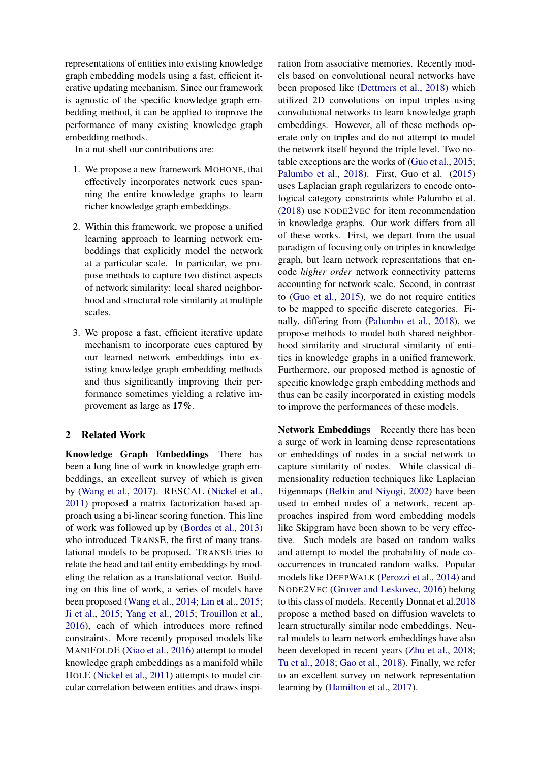representations of entities into existing knowledge graph embedding models using a fast, efficient iterative updating mechanism. Since our framework is agnostic of the specific knowledge graph embedding method, it can be applied to improve the performance of many existing knowledge graph embedding methods.

In a nut-shell our contributions are:

1. We propose a new framework MOHONE, that effectively incorporates network cues spanning the entire knowledge graphs to learn richer knowledge graph embeddings.
2. Within this framework, we propose a unified learning approach to learning network embeddings that explicitly model the network at a particular scale. In particular, we propose methods to capture two distinct aspects of network similarity: local shared neighborhood and structural role similarity at multiple scales.
3. We propose a fast, efficient iterative update mechanism to incorporate cues captured by our learned network embeddings into existing knowledge graph embedding methods and thus significantly improving their performance sometimes yielding a relative improvement as large as **17%**.

## 2 Related Work

**Knowledge Graph Embeddings** There has been a long line of work in knowledge graph embeddings, an excellent survey of which is given by (Wang et al., 2017). RESCAL (Nickel et al., 2011) proposed a matrix factorization based approach using a bi-linear scoring function. This line of work was followed up by (Bordes et al., 2013) who introduced TRANSE, the first of many translational models to be proposed. TRANSE tries to relate the head and tail entity embeddings by modeling the relation as a translational vector. Building on this line of work, a series of models have been proposed (Wang et al., 2014; Lin et al., 2015; Ji et al., 2015; Yang et al., 2015; Trouillon et al., 2016), each of which introduces more refined constraints. More recently proposed models like MANIFOLDE (Xiao et al., 2016) attempt to model knowledge graph embeddings as a manifold while HOLE (Nickel et al., 2011) attempts to model circular correlation between entities and draws inspiration from associative memories. Recently models based on convolutional neural networks have been proposed like (Dettmers et al., 2018) which utilized 2D convolutions on input triples using convolutional networks to learn knowledge graph embeddings. However, all of these methods operate only on triples and do not attempt to model the network itself beyond the triple level. Two notable exceptions are the works of (Guo et al., 2015; Palumbo et al., 2018). First, Guo et al. (2015) uses Laplacian graph regularizers to encode ontological category constraints while Palumbo et al. (2018) use NODE2VEC for item recommendation in knowledge graphs. Our work differs from all of these works. First, we depart from the usual paradigm of focusing only on triples in knowledge graph, but learn network representations that encode *higher order* network connectivity patterns accounting for network scale. Second, in contrast to (Guo et al., 2015), we do not require entities to be mapped to specific discrete categories. Finally, differing from (Palumbo et al., 2018), we propose methods to model both shared neighborhood similarity and structural similarity of entities in knowledge graphs in a unified framework. Furthermore, our proposed method is agnostic of specific knowledge graph embedding methods and thus can be easily incorporated in existing models to improve the performances of these models.

**Network Embeddings** Recently there has been a surge of work in learning dense representations or embeddings of nodes in a social network to capture similarity of nodes. While classical dimensionality reduction techniques like Laplacian Eigenmaps (Belkin and Niyogi, 2002) have been used to embed nodes of a network, recent approaches inspired from word embedding models like Skipgram have been shown to be very effective. Such models are based on random walks and attempt to model the probability of node co-occurrences in truncated random walks. Popular models like DEEPWALK (Perozzi et al., 2014) and NODE2VEC (Grover and Leskovec, 2016) belong to this class of models. Recently Donnat et al.2018 propose a method based on diffusion wavelets to learn structurally similar node embeddings. Neural models to learn network embeddings have also been developed in recent years (Zhu et al., 2018; Tu et al., 2018; Gao et al., 2018). Finally, we refer to an excellent survey on network representation learning by (Hamilton et al., 2017).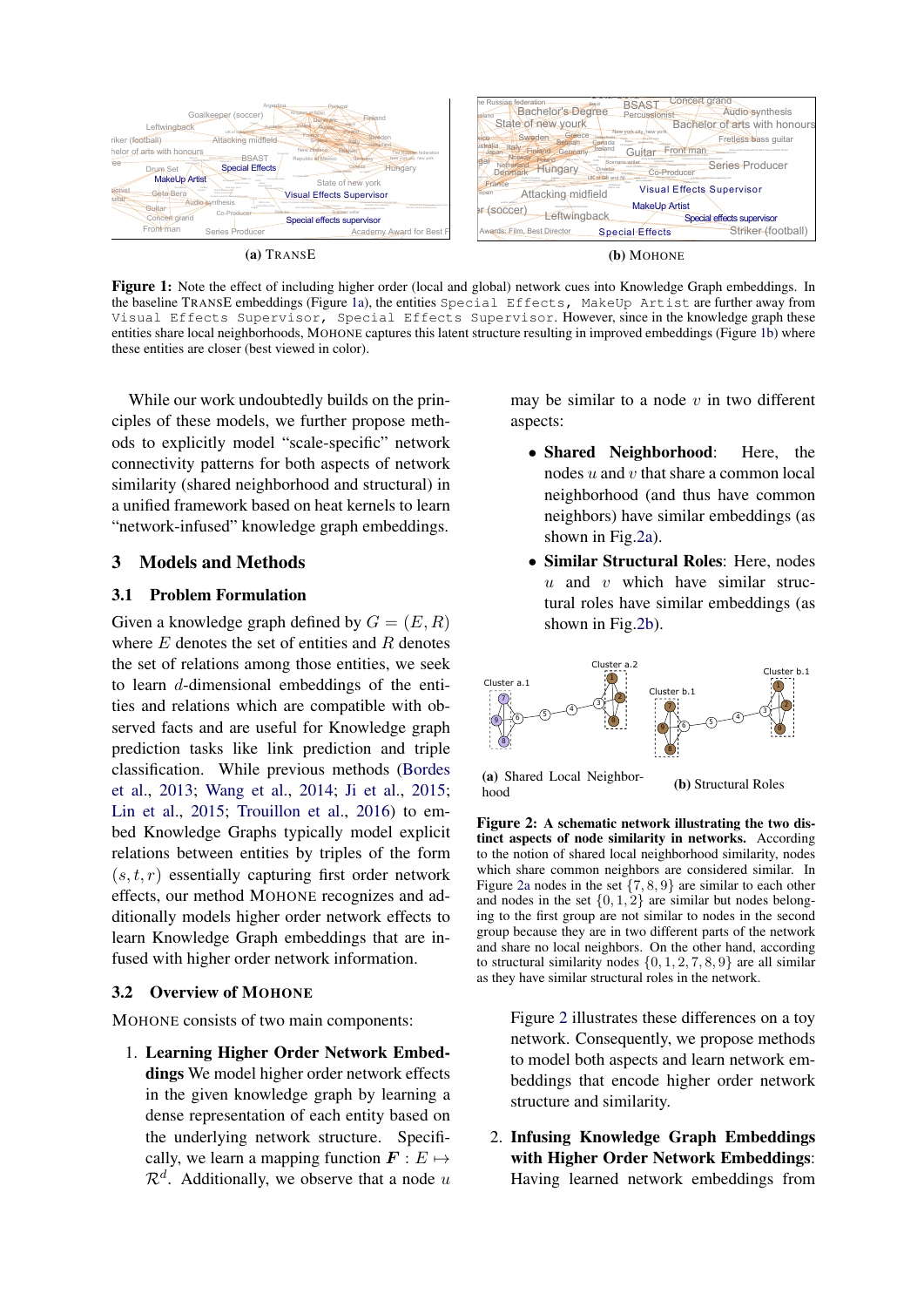(a) TRANSE

(b) MOHONE

**Figure 1:** Note the effect of including higher order (local and global) network cues into Knowledge Graph embeddings. In the baseline TRANSE embeddings (Figure 1a), the entities `Special Effects`, `MakeUp Artist` are further away from `Visual Effects Supervisor`, `Special Effects Supervisor`. However, since in the knowledge graph these entities share local neighborhoods, MOHONE captures this latent structure resulting in improved embeddings (Figure 1b) where these entities are closer (best viewed in color).

While our work undoubtedly builds on the principles of these models, we further propose methods to explicitly model "scale-specific" network connectivity patterns for both aspects of network similarity (shared neighborhood and structural) in a unified framework based on heat kernels to learn "network-infused" knowledge graph embeddings.

## 3 Models and Methods

### 3.1 Problem Formulation

Given a knowledge graph defined by $G = (E, R)$ where $E$ denotes the set of entities and $R$ denotes the set of relations among those entities, we seek to learn $d$-dimensional embeddings of the entities and relations which are compatible with observed facts and are useful for Knowledge graph prediction tasks like link prediction and triple classification. While previous methods (Bordes et al., 2013; Wang et al., 2014; Ji et al., 2015; Lin et al., 2015; Trouillon et al., 2016) to embed Knowledge Graphs typically model explicit relations between entities by triples of the form $(s, t, r)$ essentially capturing first order network effects, our method MOHONE recognizes and additionally models higher order network effects to learn Knowledge Graph embeddings that are infused with higher order network information.

### 3.2 Overview of MOHONE

MOHONE consists of two main components:

1. **Learning Higher Order Network Embeddings** We model higher order network effects in the given knowledge graph by learning a dense representation of each entity based on the underlying network structure. Specifically, we learn a mapping function $\boldsymbol{F} : E \mapsto \mathcal{R}^d$. Additionally, we observe that a node $u$ may be similar to a node $v$ in two different aspects:

   - **Shared Neighborhood**: Here, the nodes $u$ and $v$ that share a common local neighborhood (and thus have common neighbors) have similar embeddings (as shown in Fig.2a).
   - **Similar Structural Roles**: Here, nodes $u$ and $v$ which have similar structural roles have similar embeddings (as shown in Fig.2b).

(a) Shared Local Neighborhood

(b) Structural Roles

**Figure 2: A schematic network illustrating the two distinct aspects of node similarity in networks.** According to the notion of shared local neighborhood similarity, nodes which share common neighbors are considered similar. In Figure 2a nodes in the set $\{7, 8, 9\}$ are similar to each other and nodes in the set $\{0, 1, 2\}$ are similar but nodes belonging to the first group are not similar to nodes in the second group because they are in two different parts of the network and share no local neighbors. On the other hand, according to structural similarity nodes $\{0, 1, 2, 7, 8, 9\}$ are all similar as they have similar structural roles in the network.

   Figure 2 illustrates these differences on a toy network. Consequently, we propose methods to model both aspects and learn network embeddings that encode higher order network structure and similarity.

2. **Infusing Knowledge Graph Embeddings with Higher Order Network Embeddings**: Having learned network embeddings from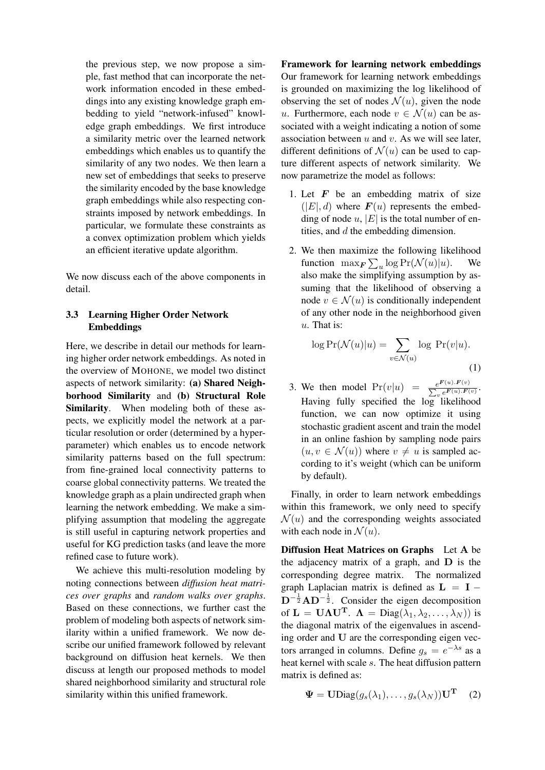the previous step, we now propose a simple, fast method that can incorporate the network information encoded in these embeddings into any existing knowledge graph embedding to yield "network-infused" knowledge graph embeddings. We first introduce a similarity metric over the learned network embeddings which enables us to quantify the similarity of any two nodes. We then learn a new set of embeddings that seeks to preserve the similarity encoded by the base knowledge graph embeddings while also respecting constraints imposed by network embeddings. In particular, we formulate these constraints as a convex optimization problem which yields an efficient iterative update algorithm.

We now discuss each of the above components in detail.

### 3.3 Learning Higher Order Network Embeddings

Here, we describe in detail our methods for learning higher order network embeddings. As noted in the overview of MOHONE, we model two distinct aspects of network similarity: **(a) Shared Neighborhood Similarity** and **(b) Structural Role Similarity**. When modeling both of these aspects, we explicitly model the network at a particular resolution or order (determined by a hyperparameter) which enables us to encode network similarity patterns based on the full spectrum: from fine-grained local connectivity patterns to coarse global connectivity patterns. We treated the knowledge graph as a plain undirected graph when learning the network embedding. We make a simplifying assumption that modeling the aggregate is still useful in capturing network properties and useful for KG prediction tasks (and leave the more refined case to future work).

We achieve this multi-resolution modeling by noting connections between *diffusion heat matrices over graphs* and *random walks over graphs*. Based on these connections, we further cast the problem of modeling both aspects of network similarity within a unified framework. We now describe our unified framework followed by relevant background on diffusion heat kernels. We then discuss at length our proposed methods to model shared neighborhood similarity and structural role similarity within this unified framework.

**Framework for learning network embeddings** Our framework for learning network embeddings is grounded on maximizing the log likelihood of observing the set of nodes $\mathcal{N}(u)$, given the node $u$. Furthermore, each node $v \in \mathcal{N}(u)$ can be associated with a weight indicating a notion of some association between $u$ and $v$. As we will see later, different definitions of $\mathcal{N}(u)$ can be used to capture different aspects of network similarity. We now parametrize the model as follows:

1. Let $\boldsymbol{F}$ be an embedding matrix of size $(|E|, d)$ where $\boldsymbol{F}(u)$ represents the embedding of node $u$, $|E|$ is the total number of entities, and $d$ the embedding dimension.

2. We then maximize the following likelihood function $\max_{\boldsymbol{F}} \sum_u \log \Pr(\mathcal{N}(u)|u)$. We also make the simplifying assumption by assuming that the likelihood of observing a node $v \in \mathcal{N}(u)$ is conditionally independent of any other node in the neighborhood given $u$. That is:

$$\log \Pr(\mathcal{N}(u)|u) = \sum_{v \in \mathcal{N}(u)} \log \; \Pr(v|u). \tag{1}$$

3. We then model $\Pr(v|u) = \frac{e^{\boldsymbol{F}(u).\boldsymbol{F}(v)}}{\sum_v e^{\boldsymbol{F}(u).\boldsymbol{F}(v)}}$. Having fully specified the log likelihood function, we can now optimize it using stochastic gradient ascent and train the model in an online fashion by sampling node pairs $(u, v \in \mathcal{N}(u))$ where $v \neq u$ is sampled according to it's weight (which can be uniform by default).

Finally, in order to learn network embeddings within this framework, we only need to specify $\mathcal{N}(u)$ and the corresponding weights associated with each node in $\mathcal{N}(u)$.

**Diffusion Heat Matrices on Graphs** Let $\mathbf{A}$ be the adjacency matrix of a graph, and $\mathbf{D}$ is the corresponding degree matrix. The normalized graph Laplacian matrix is defined as $\mathbf{L} = \mathbf{I} - \mathbf{D}^{-\frac{1}{2}}\mathbf{A}\mathbf{D}^{-\frac{1}{2}}$. Consider the eigen decomposition of $\mathbf{L} = \mathbf{U}\mathbf{\Lambda}\mathbf{U}^{\mathbf{T}}$. $\mathbf{\Lambda} = \text{Diag}(\lambda_1, \lambda_2, \ldots, \lambda_N))$ is the diagonal matrix of the eigenvalues in ascending order and $\mathbf{U}$ are the corresponding eigen vectors arranged in columns. Define $g_s = e^{-\lambda s}$ as a heat kernel with scale $s$. The heat diffusion pattern matrix is defined as:

$$\mathbf{\Psi} = \mathbf{U}\text{Diag}(g_s(\lambda_1), \ldots, g_s(\lambda_N))\mathbf{U}^{\mathbf{T}} \tag{2}$$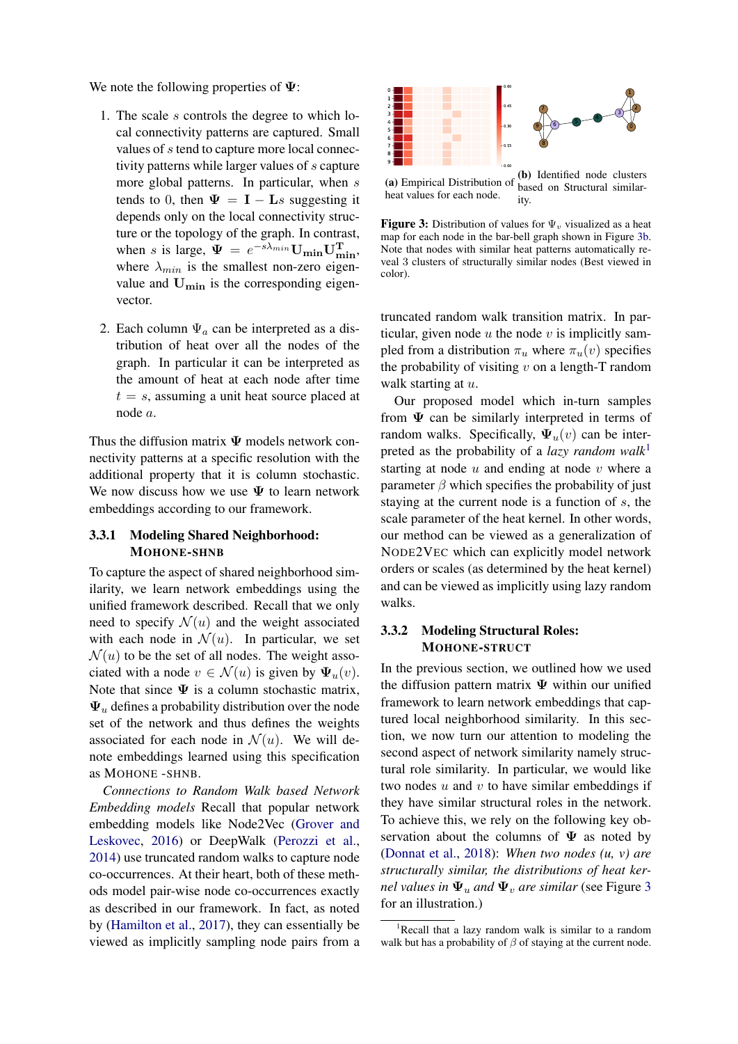We note the following properties of $\mathbf{\Psi}$:

1. The scale $s$ controls the degree to which local connectivity patterns are captured. Small values of $s$ tend to capture more local connectivity patterns while larger values of $s$ capture more global patterns. In particular, when $s$ tends to 0, then $\mathbf{\Psi} = \mathbf{I} - \mathbf{L}s$ suggesting it depends only on the local connectivity structure or the topology of the graph. In contrast, when $s$ is large, $\mathbf{\Psi} = e^{-s\lambda_{min}}\mathbf{U_{min}}\mathbf{U_{min}^T}$, where $\lambda_{min}$ is the smallest non-zero eigenvalue and $\mathbf{U_{min}}$ is the corresponding eigenvector.

2. Each column $\Psi_a$ can be interpreted as a distribution of heat over all the nodes of the graph. In particular it can be interpreted as the amount of heat at each node after time $t = s$, assuming a unit heat source placed at node $a$.

Thus the diffusion matrix $\mathbf{\Psi}$ models network connectivity patterns at a specific resolution with the additional property that it is column stochastic. We now discuss how we use $\mathbf{\Psi}$ to learn network embeddings according to our framework.

### 3.3.1 Modeling Shared Neighborhood: MOHONE-SHNB

To capture the aspect of shared neighborhood similarity, we learn network embeddings using the unified framework described. Recall that we only need to specify $\mathcal{N}(u)$ and the weight associated with each node in $\mathcal{N}(u)$. In particular, we set $\mathcal{N}(u)$ to be the set of all nodes. The weight associated with a node $v \in \mathcal{N}(u)$ is given by $\mathbf{\Psi}_u(v)$. Note that since $\mathbf{\Psi}$ is a column stochastic matrix, $\mathbf{\Psi}_u$ defines a probability distribution over the node set of the network and thus defines the weights associated for each node in $\mathcal{N}(u)$. We will denote embeddings learned using this specification as MOHONE -SHNB.

*Connections to Random Walk based Network Embedding models* Recall that popular network embedding models like Node2Vec (Grover and Leskovec, 2016) or DeepWalk (Perozzi et al., 2014) use truncated random walks to capture node co-occurrences. At their heart, both of these methods model pair-wise node co-occurrences exactly as described in our framework. In fact, as noted by (Hamilton et al., 2017), they can essentially be viewed as implicitly sampling node pairs from a truncated random walk transition matrix. In particular, given node $u$ the node $v$ is implicitly sampled from a distribution $\pi_u$ where $\pi_u(v)$ specifies the probability of visiting $v$ on a length-T random walk starting at $u$.

Our proposed model which in-turn samples from $\mathbf{\Psi}$ can be similarly interpreted in terms of random walks. Specifically, $\mathbf{\Psi}_u(v)$ can be interpreted as the probability of a *lazy random walk*[1] starting at node $u$ and ending at node $v$ where a parameter $\beta$ which specifies the probability of just staying at the current node is a function of $s$, the scale parameter of the heat kernel. In other words, our method can be viewed as a generalization of NODE2VEC which can explicitly model network orders or scales (as determined by the heat kernel) and can be viewed as implicitly using lazy random walks.

**(a)** Empirical Distribution of heat values for each node.

**(b)** Identified node clusters based on Structural similarity.

**Figure 3:** Distribution of values for $\Psi_v$ visualized as a heat map for each node in the bar-bell graph shown in Figure 3b. Note that nodes with similar heat patterns automatically reveal 3 clusters of structurally similar nodes (Best viewed in color).

### 3.3.2 Modeling Structural Roles: MOHONE-STRUCT

In the previous section, we outlined how we used the diffusion pattern matrix $\mathbf{\Psi}$ within our unified framework to learn network embeddings that captured local neighborhood similarity. In this section, we now turn our attention to modeling the second aspect of network similarity namely structural role similarity. In particular, we would like two nodes $u$ and $v$ to have similar embeddings if they have similar structural roles in the network. To achieve this, we rely on the following key observation about the columns of $\mathbf{\Psi}$ as noted by (Donnat et al., 2018): *When two nodes (u, v) are structurally similar, the distributions of heat kernel values in $\mathbf{\Psi}_u$ and $\mathbf{\Psi}_v$ are similar* (see Figure 3 for an illustration.)

[1] Recall that a lazy random walk is similar to a random walk but has a probability of $\beta$ of staying at the current node.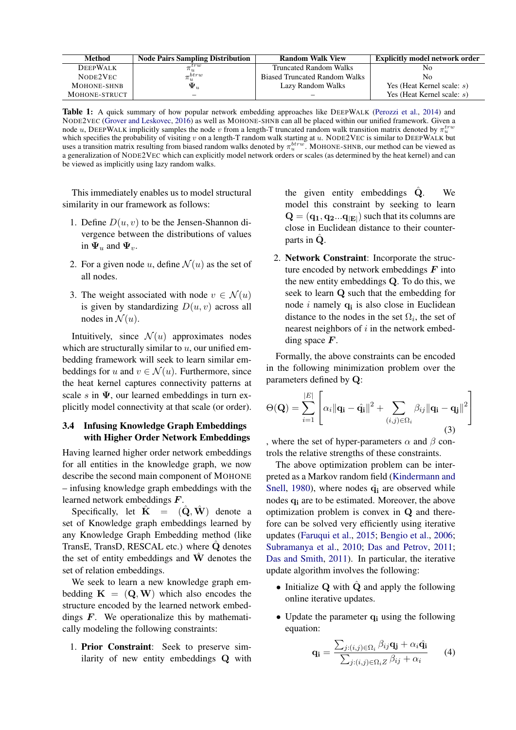| Method | Node Pairs Sampling Distribution | Random Walk View | Explicitly model network order |
|---|---|---|---|
| DEEPWALK | $\pi_u^{trw}$ | Truncated Random Walks | No |
| NODE2VEC | $\pi_u^{btrw}$ | Biased Truncated Random Walks | No |
| MOHONE-SHNB | $\mathbf{\Psi}_u$ | Lazy Random Walks | Yes (Heat Kernel scale: $s$) |
| MOHONE-STRUCT | – | – | Yes (Heat Kernel scale: $s$) |

**Table 1:** A quick summary of how popular network embedding approaches like DEEPWALK (Perozzi et al., 2014) and NODE2VEC (Grover and Leskovec, 2016) as well as MOHONE-SHNB can all be placed within our unified framework. Given a node $u$, DEEPWALK implicitly samples the node $v$ from a length-T truncated random walk transition matrix denoted by $\pi_u^{trw}$ which specifies the probability of visiting $v$ on a length-T random walk starting at $u$. NODE2VEC is similar to DEEPWALK but uses a transition matrix resulting from biased random walks denoted by $\pi_u^{btrw}$. MOHONE-SHNB, our method can be viewed as a generalization of NODE2VEC which can explicitly model network orders or scales (as determined by the heat kernel) and can be viewed as implicitly using lazy random walks.

This immediately enables us to model structural similarity in our framework as follows:

1. Define $D(u, v)$ to be the Jensen-Shannon divergence between the distributions of values in $\mathbf{\Psi}_u$ and $\mathbf{\Psi}_v$.
2. For a given node $u$, define $\mathcal{N}(u)$ as the set of all nodes.
3. The weight associated with node $v \in \mathcal{N}(u)$ is given by standardizing $D(u, v)$ across all nodes in $\mathcal{N}(u)$.

Intuitively, since $\mathcal{N}(u)$ approximates nodes which are structurally similar to $u$, our unified embedding framework will seek to learn similar embeddings for $u$ and $v \in \mathcal{N}(u)$. Furthermore, since the heat kernel captures connectivity patterns at scale $s$ in $\mathbf{\Psi}$, our learned embeddings in turn explicitly model connectivity at that scale (or order).

### 3.4 Infusing Knowledge Graph Embeddings with Higher Order Network Embeddings

Having learned higher order network embeddings for all entities in the knowledge graph, we now describe the second main component of MOHONE – infusing knowledge graph embeddings with the learned network embeddings $\boldsymbol{F}$.

Specifically, let $\hat{\mathbf{K}} = (\hat{\mathbf{Q}}, \hat{\mathbf{W}})$ denote a set of Knowledge graph embeddings learned by any Knowledge Graph Embedding method (like TransE, TransD, RESCAL etc.) where $\hat{\mathbf{Q}}$ denotes the set of entity embeddings and $\hat{\mathbf{W}}$ denotes the set of relation embeddings.

We seek to learn a new knowledge graph embedding $\mathbf{K} = (\mathbf{Q}, \mathbf{W})$ which also encodes the structure encoded by the learned network embeddings $\boldsymbol{F}$. We operationalize this by mathematically modeling the following constraints:

1. **Prior Constraint**: Seek to preserve similarity of new entity embeddings $\mathbf{Q}$ with the given entity embeddings $\hat{\mathbf{Q}}$. We model this constraint by seeking to learn $\mathbf{Q} = (\mathbf{q_1}, \mathbf{q_2}...\mathbf{q_{|E|}})$ such that its columns are close in Euclidean distance to their counterparts in $\hat{\mathbf{Q}}$.
2. **Network Constraint**: Incorporate the structure encoded by network embeddings $\boldsymbol{F}$ into the new entity embeddings $\mathbf{Q}$. To do this, we seek to learn $\mathbf{Q}$ such that the embedding for node $i$ namely $\mathbf{q_i}$ is also close in Euclidean distance to the nodes in the set $\Omega_i$, the set of nearest neighbors of $i$ in the network embedding space $\boldsymbol{F}$.

Formally, the above constraints can be encoded in the following minimization problem over the parameters defined by $\mathbf{Q}$:

$$\Theta(\mathbf{Q}) = \sum_{i=1}^{|E|} \left[ \alpha_i \|\mathbf{q_i} - \hat{\mathbf{q}}_\mathbf{i}\|^2 + \sum_{(i,j) \in \Omega_i} \beta_{ij} \|\mathbf{q_i} - \mathbf{q_j}\|^2 \right] \quad (3)$$

, where the set of hyper-parameters $\alpha$ and $\beta$ controls the relative strengths of these constraints.

The above optimization problem can be interpreted as a Markov random field (Kindermann and Snell, 1980), where nodes $\hat{\mathbf{q}}_\mathbf{i}$ are observed while nodes $\mathbf{q_i}$ are to be estimated. Moreover, the above optimization problem is convex in $\mathbf{Q}$ and therefore can be solved very efficiently using iterative updates (Faruqui et al., 2015; Bengio et al., 2006; Subramanya et al., 2010; Das and Petrov, 2011; Das and Smith, 2011). In particular, the iterative update algorithm involves the following:

- Initialize $\mathbf{Q}$ with $\hat{\mathbf{Q}}$ and apply the following online iterative updates.
- Update the parameter $\mathbf{q_i}$ using the following equation:

$$\mathbf{q_i} = \frac{\sum_{j:(i,j) \in \Omega_i} \beta_{ij} \mathbf{q_j} + \alpha_i \hat{\mathbf{q}}_\mathbf{i}}{\sum_{j:(i,j) \in \Omega_i Z} \beta_{ij} + \alpha_i} \quad (4)$$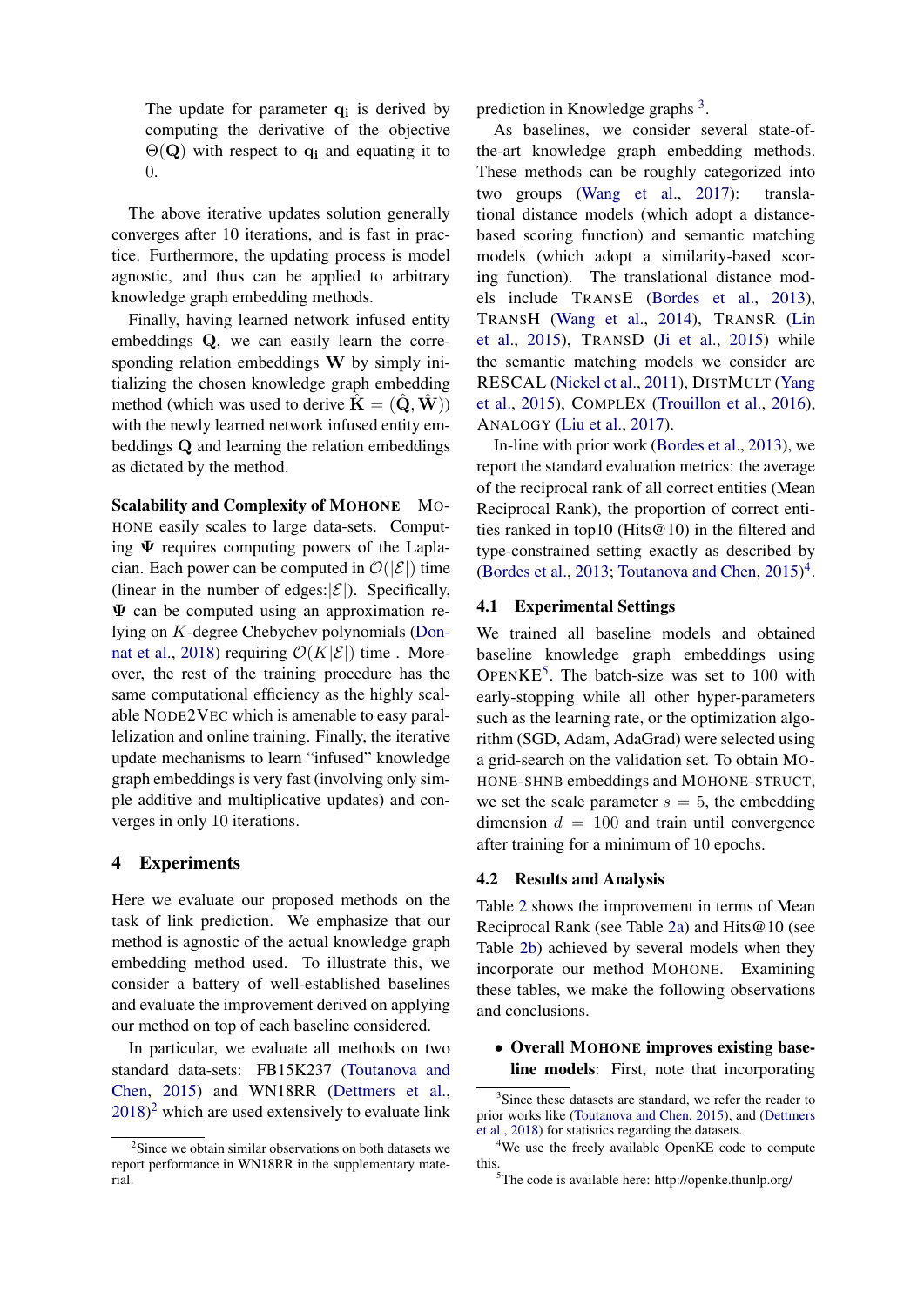The update for parameter $\mathbf{q_i}$ is derived by computing the derivative of the objective $\Theta(\mathbf{Q})$ with respect to $\mathbf{q_i}$ and equating it to 0.

The above iterative updates solution generally converges after 10 iterations, and is fast in practice. Furthermore, the updating process is model agnostic, and thus can be applied to arbitrary knowledge graph embedding methods.

Finally, having learned network infused entity embeddings $\mathbf{Q}$, we can easily learn the corresponding relation embeddings $\mathbf{W}$ by simply initializing the chosen knowledge graph embedding method (which was used to derive $\hat{\mathbf{K}} = (\hat{\mathbf{Q}}, \hat{\mathbf{W}})$) with the newly learned network infused entity embeddings $\mathbf{Q}$ and learning the relation embeddings as dictated by the method.

**Scalability and Complexity of MOHONE** MOHONE easily scales to large data-sets. Computing $\mathbf{\Psi}$ requires computing powers of the Laplacian. Each power can be computed in $\mathcal{O}(|\mathcal{E}|)$ time (linear in the number of edges:$|\mathcal{E}|$). Specifically, $\mathbf{\Psi}$ can be computed using an approximation relying on $K$-degree Chebychev polynomials (Donnat et al., 2018) requiring $\mathcal{O}(K|\mathcal{E}|)$ time . Moreover, the rest of the training procedure has the same computational efficiency as the highly scalable NODE2VEC which is amenable to easy parallelization and online training. Finally, the iterative update mechanisms to learn "infused" knowledge graph embeddings is very fast (involving only simple additive and multiplicative updates) and converges in only 10 iterations.

## 4 Experiments

Here we evaluate our proposed methods on the task of link prediction. We emphasize that our method is agnostic of the actual knowledge graph embedding method used. To illustrate this, we consider a battery of well-established baselines and evaluate the improvement derived on applying our method on top of each baseline considered.

In particular, we evaluate all methods on two standard data-sets: FB15K237 (Toutanova and Chen, 2015) and WN18RR (Dettmers et al., 2018)[2] which are used extensively to evaluate link prediction in Knowledge graphs [3].

As baselines, we consider several state-of-the-art knowledge graph embedding methods. These methods can be roughly categorized into two groups (Wang et al., 2017): translational distance models (which adopt a distance-based scoring function) and semantic matching models (which adopt a similarity-based scoring function). The translational distance models include TRANSE (Bordes et al., 2013), TRANSH (Wang et al., 2014), TRANSR (Lin et al., 2015), TRANSD (Ji et al., 2015) while the semantic matching models we consider are RESCAL (Nickel et al., 2011), DISTMULT (Yang et al., 2015), COMPLEX (Trouillon et al., 2016), ANALOGY (Liu et al., 2017).

In-line with prior work (Bordes et al., 2013), we report the standard evaluation metrics: the average of the reciprocal rank of all correct entities (Mean Reciprocal Rank), the proportion of correct entities ranked in top10 (Hits@10) in the filtered and type-constrained setting exactly as described by (Bordes et al., 2013; Toutanova and Chen, 2015)[4].

### 4.1 Experimental Settings

We trained all baseline models and obtained baseline knowledge graph embeddings using OPENKE[5]. The batch-size was set to 100 with early-stopping while all other hyper-parameters such as the learning rate, or the optimization algorithm (SGD, Adam, AdaGrad) were selected using a grid-search on the validation set. To obtain MOHONE-SHNB embeddings and MOHONE-STRUCT, we set the scale parameter $s = 5$, the embedding dimension $d = 100$ and train until convergence after training for a minimum of 10 epochs.

### 4.2 Results and Analysis

Table 2 shows the improvement in terms of Mean Reciprocal Rank (see Table 2a) and Hits@10 (see Table 2b) achieved by several models when they incorporate our method MOHONE. Examining these tables, we make the following observations and conclusions.

- **Overall MOHONE improves existing baseline models**: First, note that incorporating

[2] Since we obtain similar observations on both datasets we report performance in WN18RR in the supplementary material.

[3] Since these datasets are standard, we refer the reader to prior works like (Toutanova and Chen, 2015), and (Dettmers et al., 2018) for statistics regarding the datasets.

[4] We use the freely available OpenKE code to compute this.

[5] The code is available here: http://openke.thunlp.org/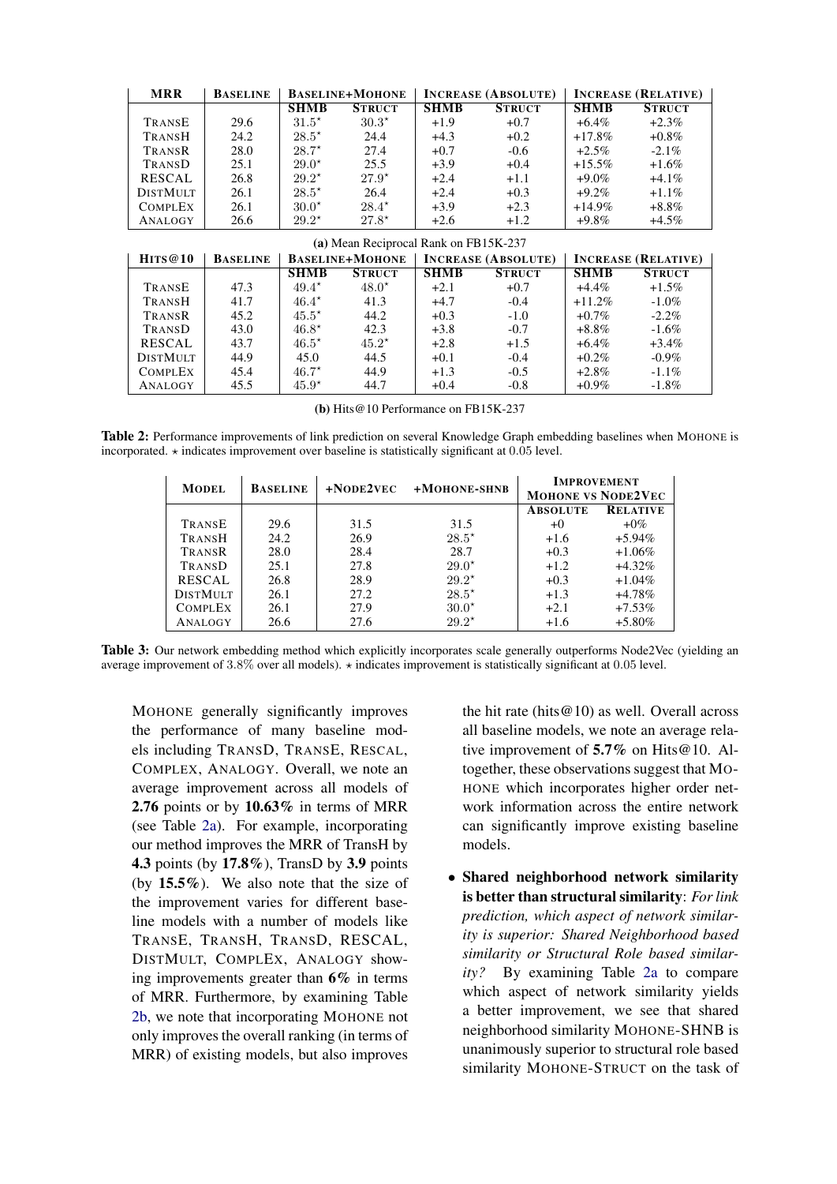| MRR | BASELINE | BASELINE+MOHONE | | INCREASE (ABSOLUTE) | | INCREASE (RELATIVE) | |
|---|---|---|---|---|---|---|---|
| | | SHMB | STRUCT | SHMB | STRUCT | SHMB | STRUCT |
| TRANSE | 29.6 | 31.5* | 30.3* | +1.9 | +0.7 | +6.4% | +2.3% |
| TRANSH | 24.2 | 28.5* | 24.4 | +4.3 | +0.2 | +17.8% | +0.8% |
| TRANSR | 28.0 | 28.7* | 27.4 | +0.7 | -0.6 | +2.5% | -2.1% |
| TRANSD | 25.1 | 29.0* | 25.5 | +3.9 | +0.4 | +15.5% | +1.6% |
| RESCAL | 26.8 | 29.2* | 27.9* | +2.4 | +1.1 | +9.0% | +4.1% |
| DISTMULT | 26.1 | 28.5* | 26.4 | +2.4 | +0.3 | +9.2% | +1.1% |
| COMPLEX | 26.1 | 30.0* | 28.4* | +3.9 | +2.3 | +14.9% | +8.8% |
| ANALOGY | 26.6 | 29.2* | 27.8* | +2.6 | +1.2 | +9.8% | +4.5% |

**(a)** Mean Reciprocal Rank on FB15K-237

| HITS@10 | BASELINE | BASELINE+MOHONE | | INCREASE (ABSOLUTE) | | INCREASE (RELATIVE) | |
|---|---|---|---|---|---|---|---|
| | | SHMB | STRUCT | SHMB | STRUCT | SHMB | STRUCT |
| TRANSE | 47.3 | 49.4* | 48.0* | +2.1 | +0.7 | +4.4% | +1.5% |
| TRANSH | 41.7 | 46.4* | 41.3 | +4.7 | -0.4 | +11.2% | -1.0% |
| TRANSR | 45.2 | 45.5* | 44.2 | +0.3 | -1.0 | +0.7% | -2.2% |
| TRANSD | 43.0 | 46.8* | 42.3 | +3.8 | -0.7 | +8.8% | -1.6% |
| RESCAL | 43.7 | 46.5* | 45.2* | +2.8 | +1.5 | +6.4% | +3.4% |
| DISTMULT | 44.9 | 45.0 | 44.5 | +0.1 | -0.4 | +0.2% | -0.9% |
| COMPLEX | 45.4 | 46.7* | 44.9 | +1.3 | -0.5 | +2.8% | -1.1% |
| ANALOGY | 45.5 | 45.9* | 44.7 | +0.4 | -0.8 | +0.9% | -1.8% |

**(b)** Hits@10 Performance on FB15K-237

**Table 2:** Performance improvements of link prediction on several Knowledge Graph embedding baselines when MOHONE is incorporated. $\star$ indicates improvement over baseline is statistically significant at 0.05 level.

| MODEL | BASELINE | +NODE2VEC | +MOHONE-SHNB | IMPROVEMENT MOHONE VS NODE2VEC | |
|---|---|---|---|---|---|
| | | | | ABSOLUTE | RELATIVE |
| TRANSE | 29.6 | 31.5 | 31.5 | +0 | +0% |
| TRANSH | 24.2 | 26.9 | 28.5* | +1.6 | +5.94% |
| TRANSR | 28.0 | 28.4 | 28.7 | +0.3 | +1.06% |
| TRANSD | 25.1 | 27.8 | 29.0* | +1.2 | +4.32% |
| RESCAL | 26.8 | 28.9 | 29.2* | +0.3 | +1.04% |
| DISTMULT | 26.1 | 27.2 | 28.5* | +1.3 | +4.78% |
| COMPLEX | 26.1 | 27.9 | 30.0* | +2.1 | +7.53% |
| ANALOGY | 26.6 | 27.6 | 29.2* | +1.6 | +5.80% |

**Table 3:** Our network embedding method which explicitly incorporates scale generally outperforms Node2Vec (yielding an average improvement of 3.8% over all models). $\star$ indicates improvement is statistically significant at 0.05 level.

MOHONE generally significantly improves the performance of many baseline models including TRANSD, TRANSE, RESCAL, COMPLEX, ANALOGY. Overall, we note an average improvement across all models of **2.76** points or by **10.63%** in terms of MRR (see Table 2a). For example, incorporating our method improves the MRR of TransH by **4.3** points (by **17.8%**), TransD by **3.9** points (by **15.5%**). We also note that the size of the improvement varies for different baseline models with a number of models like TRANSE, TRANSH, TRANSD, RESCAL, DISTMULT, COMPLEX, ANALOGY showing improvements greater than **6%** in terms of MRR. Furthermore, by examining Table 2b, we note that incorporating MOHONE not only improves the overall ranking (in terms of MRR) of existing models, but also improves the hit rate (hits@10) as well. Overall across all baseline models, we note an average relative improvement of **5.7%** on Hits@10. Altogether, these observations suggest that MOHONE which incorporates higher order network information across the entire network can significantly improve existing baseline models.

- **Shared neighborhood network similarity is better than structural similarity**: *For link prediction, which aspect of network similarity is superior: Shared Neighborhood based similarity or Structural Role based similarity?* By examining Table 2a to compare which aspect of network similarity yields a better improvement, we see that shared neighborhood similarity MOHONE-SHNB is unanimously superior to structural role based similarity MOHONE-STRUCT on the task of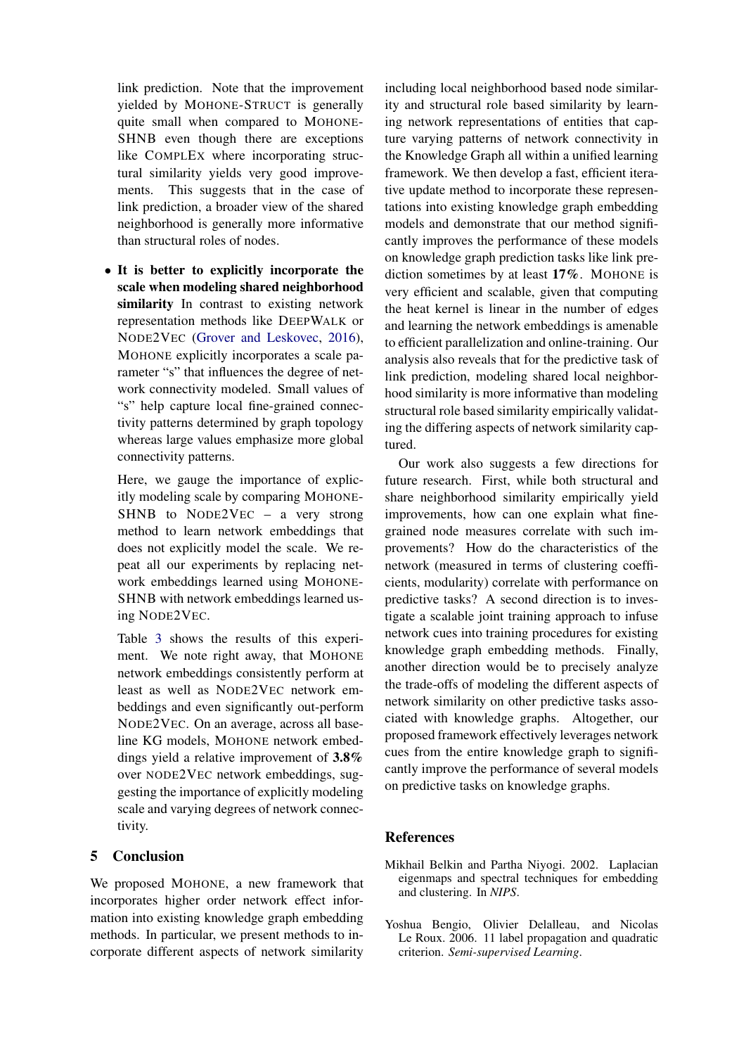link prediction. Note that the improvement yielded by MOHONE-STRUCT is generally quite small when compared to MOHONE-SHNB even though there are exceptions like COMPLEX where incorporating structural similarity yields very good improvements. This suggests that in the case of link prediction, a broader view of the shared neighborhood is generally more informative than structural roles of nodes.

- **It is better to explicitly incorporate the scale when modeling shared neighborhood similarity** In contrast to existing network representation methods like DEEPWALK or NODE2VEC (Grover and Leskovec, 2016), MOHONE explicitly incorporates a scale parameter "s" that influences the degree of network connectivity modeled. Small values of "s" help capture local fine-grained connectivity patterns determined by graph topology whereas large values emphasize more global connectivity patterns.

  Here, we gauge the importance of explicitly modeling scale by comparing MOHONE-SHNB to NODE2VEC – a very strong method to learn network embeddings that does not explicitly model the scale. We repeat all our experiments by replacing network embeddings learned using MOHONE-SHNB with network embeddings learned using NODE2VEC.

  Table 3 shows the results of this experiment. We note right away, that MOHONE network embeddings consistently perform at least as well as NODE2VEC network embeddings and even significantly out-perform NODE2VEC. On an average, across all baseline KG models, MOHONE network embeddings yield a relative improvement of **3.8%** over NODE2VEC network embeddings, suggesting the importance of explicitly modeling scale and varying degrees of network connectivity.

## 5 Conclusion

We proposed MOHONE, a new framework that incorporates higher order network effect information into existing knowledge graph embedding methods. In particular, we present methods to incorporate different aspects of network similarity including local neighborhood based node similarity and structural role based similarity by learning network representations of entities that capture varying patterns of network connectivity in the Knowledge Graph all within a unified learning framework. We then develop a fast, efficient iterative update method to incorporate these representations into existing knowledge graph embedding models and demonstrate that our method significantly improves the performance of these models on knowledge graph prediction tasks like link prediction sometimes by at least **17%**. MOHONE is very efficient and scalable, given that computing the heat kernel is linear in the number of edges and learning the network embeddings is amenable to efficient parallelization and online-training. Our analysis also reveals that for the predictive task of link prediction, modeling shared local neighborhood similarity is more informative than modeling structural role based similarity empirically validating the differing aspects of network similarity captured.

Our work also suggests a few directions for future research. First, while both structural and share neighborhood similarity empirically yield improvements, how can one explain what fine-grained node measures correlate with such improvements? How do the characteristics of the network (measured in terms of clustering coefficients, modularity) correlate with performance on predictive tasks? A second direction is to investigate a scalable joint training approach to infuse network cues into training procedures for existing knowledge graph embedding methods. Finally, another direction would be to precisely analyze the trade-offs of modeling the different aspects of network similarity on other predictive tasks associated with knowledge graphs. Altogether, our proposed framework effectively leverages network cues from the entire knowledge graph to significantly improve the performance of several models on predictive tasks on knowledge graphs.

## References

Mikhail Belkin and Partha Niyogi. 2002. Laplacian eigenmaps and spectral techniques for embedding and clustering. In *NIPS*.

Yoshua Bengio, Olivier Delalleau, and Nicolas Le Roux. 2006. 11 label propagation and quadratic criterion. *Semi-supervised Learning*.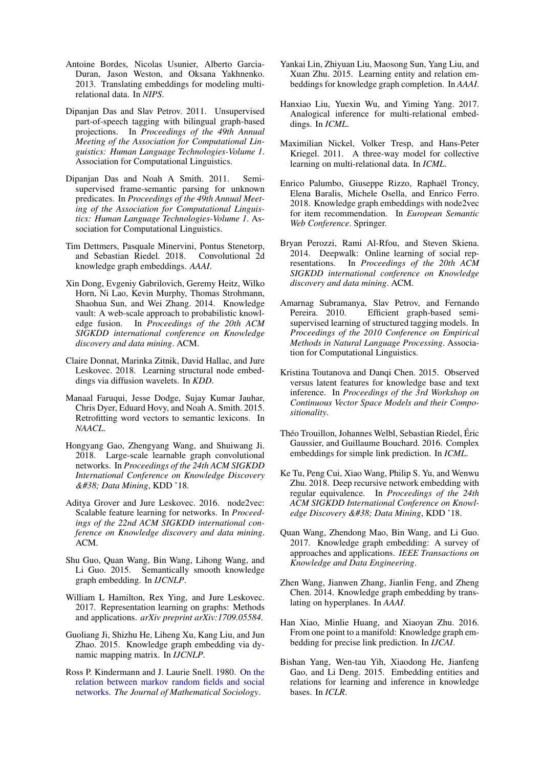Antoine Bordes, Nicolas Usunier, Alberto Garcia-Duran, Jason Weston, and Oksana Yakhnenko. 2013. Translating embeddings for modeling multi-relational data. In *NIPS*.

Dipanjan Das and Slav Petrov. 2011. Unsupervised part-of-speech tagging with bilingual graph-based projections. In *Proceedings of the 49th Annual Meeting of the Association for Computational Linguistics: Human Language Technologies-Volume 1*. Association for Computational Linguistics.

Dipanjan Das and Noah A Smith. 2011. Semi-supervised frame-semantic parsing for unknown predicates. In *Proceedings of the 49th Annual Meeting of the Association for Computational Linguistics: Human Language Technologies-Volume 1*. Association for Computational Linguistics.

Tim Dettmers, Pasquale Minervini, Pontus Stenetorp, and Sebastian Riedel. 2018. Convolutional 2d knowledge graph embeddings. *AAAI*.

Xin Dong, Evgeniy Gabrilovich, Geremy Heitz, Wilko Horn, Ni Lao, Kevin Murphy, Thomas Strohmann, Shaohua Sun, and Wei Zhang. 2014. Knowledge vault: A web-scale approach to probabilistic knowledge fusion. In *Proceedings of the 20th ACM SIGKDD international conference on Knowledge discovery and data mining*. ACM.

Claire Donnat, Marinka Zitnik, David Hallac, and Jure Leskovec. 2018. Learning structural node embeddings via diffusion wavelets. In *KDD*.

Manaal Faruqui, Jesse Dodge, Sujay Kumar Jauhar, Chris Dyer, Eduard Hovy, and Noah A. Smith. 2015. Retrofitting word vectors to semantic lexicons. In *NAACL*.

Hongyang Gao, Zhengyang Wang, and Shuiwang Ji. 2018. Large-scale learnable graph convolutional networks. In *Proceedings of the 24th ACM SIGKDD International Conference on Knowledge Discovery &#38; Data Mining*, KDD '18.

Aditya Grover and Jure Leskovec. 2016. node2vec: Scalable feature learning for networks. In *Proceedings of the 22nd ACM SIGKDD international conference on Knowledge discovery and data mining*. ACM.

Shu Guo, Quan Wang, Bin Wang, Lihong Wang, and Li Guo. 2015. Semantically smooth knowledge graph embedding. In *IJCNLP*.

William L Hamilton, Rex Ying, and Jure Leskovec. 2017. Representation learning on graphs: Methods and applications. *arXiv preprint arXiv:1709.05584*.

Guoliang Ji, Shizhu He, Liheng Xu, Kang Liu, and Jun Zhao. 2015. Knowledge graph embedding via dynamic mapping matrix. In *IJCNLP*.

Ross P. Kindermann and J. Laurie Snell. 1980. On the relation between markov random fields and social networks. *The Journal of Mathematical Sociology*.

Yankai Lin, Zhiyuan Liu, Maosong Sun, Yang Liu, and Xuan Zhu. 2015. Learning entity and relation embeddings for knowledge graph completion. In *AAAI*.

Hanxiao Liu, Yuexin Wu, and Yiming Yang. 2017. Analogical inference for multi-relational embeddings. In *ICML*.

Maximilian Nickel, Volker Tresp, and Hans-Peter Kriegel. 2011. A three-way model for collective learning on multi-relational data. In *ICML*.

Enrico Palumbo, Giuseppe Rizzo, Raphaël Troncy, Elena Baralis, Michele Osella, and Enrico Ferro. 2018. Knowledge graph embeddings with node2vec for item recommendation. In *European Semantic Web Conference*. Springer.

Bryan Perozzi, Rami Al-Rfou, and Steven Skiena. 2014. Deepwalk: Online learning of social representations. In *Proceedings of the 20th ACM SIGKDD international conference on Knowledge discovery and data mining*. ACM.

Amarnag Subramanya, Slav Petrov, and Fernando Pereira. 2010. Efficient graph-based semi-supervised learning of structured tagging models. In *Proceedings of the 2010 Conference on Empirical Methods in Natural Language Processing*. Association for Computational Linguistics.

Kristina Toutanova and Danqi Chen. 2015. Observed versus latent features for knowledge base and text inference. In *Proceedings of the 3rd Workshop on Continuous Vector Space Models and their Compositionality*.

Théo Trouillon, Johannes Welbl, Sebastian Riedel, Éric Gaussier, and Guillaume Bouchard. 2016. Complex embeddings for simple link prediction. In *ICML*.

Ke Tu, Peng Cui, Xiao Wang, Philip S. Yu, and Wenwu Zhu. 2018. Deep recursive network embedding with regular equivalence. In *Proceedings of the 24th ACM SIGKDD International Conference on Knowledge Discovery &#38; Data Mining*, KDD '18.

Quan Wang, Zhendong Mao, Bin Wang, and Li Guo. 2017. Knowledge graph embedding: A survey of approaches and applications. *IEEE Transactions on Knowledge and Data Engineering*.

Zhen Wang, Jianwen Zhang, Jianlin Feng, and Zheng Chen. 2014. Knowledge graph embedding by translating on hyperplanes. In *AAAI*.

Han Xiao, Minlie Huang, and Xiaoyan Zhu. 2016. From one point to a manifold: Knowledge graph embedding for precise link prediction. In *IJCAI*.

Bishan Yang, Wen-tau Yih, Xiaodong He, Jianfeng Gao, and Li Deng. 2015. Embedding entities and relations for learning and inference in knowledge bases. In *ICLR*.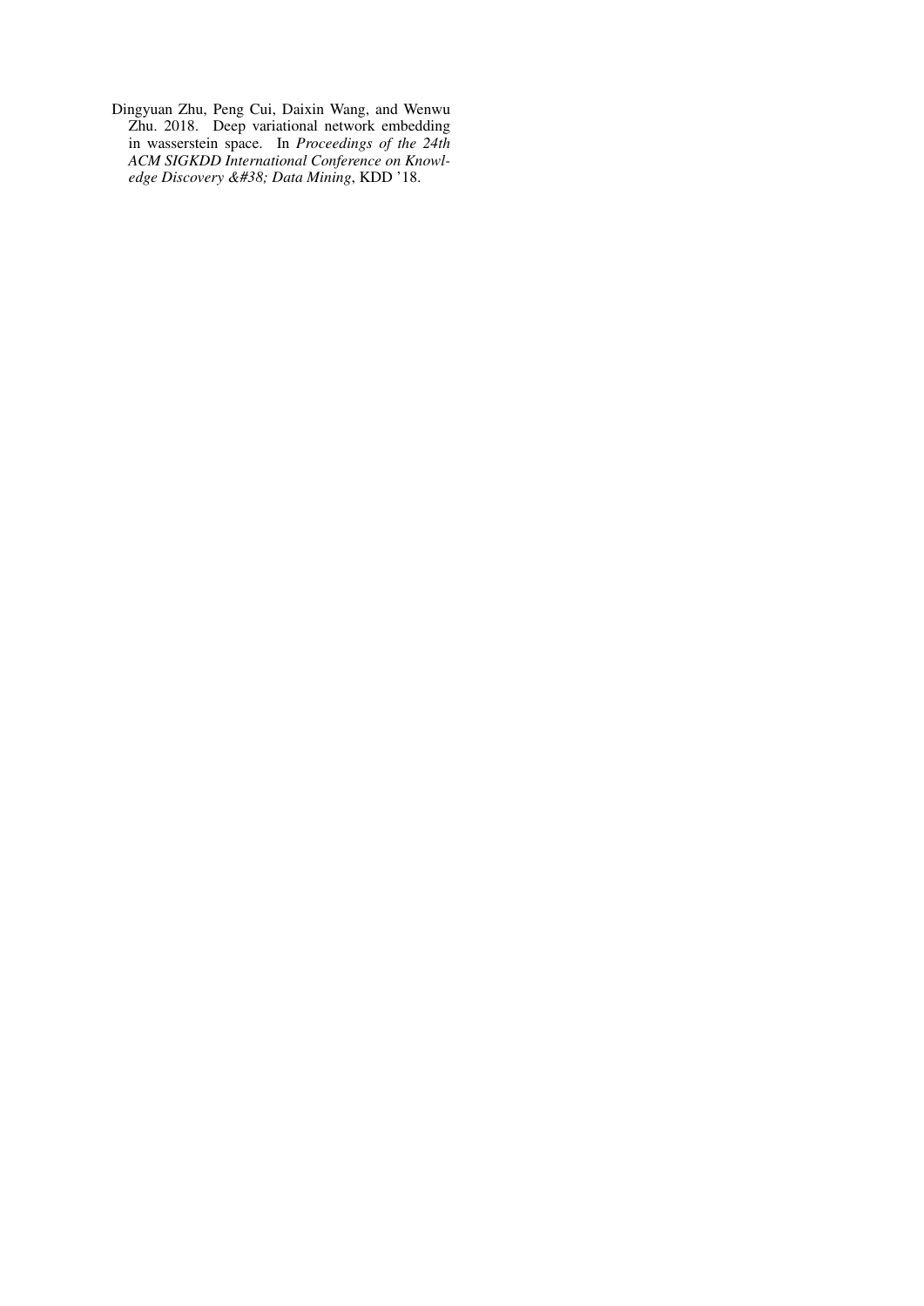Dingyuan Zhu, Peng Cui, Daixin Wang, and Wenwu Zhu. 2018. Deep variational network embedding in wasserstein space. In *Proceedings of the 24th ACM SIGKDD International Conference on Knowledge Discovery &#38; Data Mining*, KDD '18.